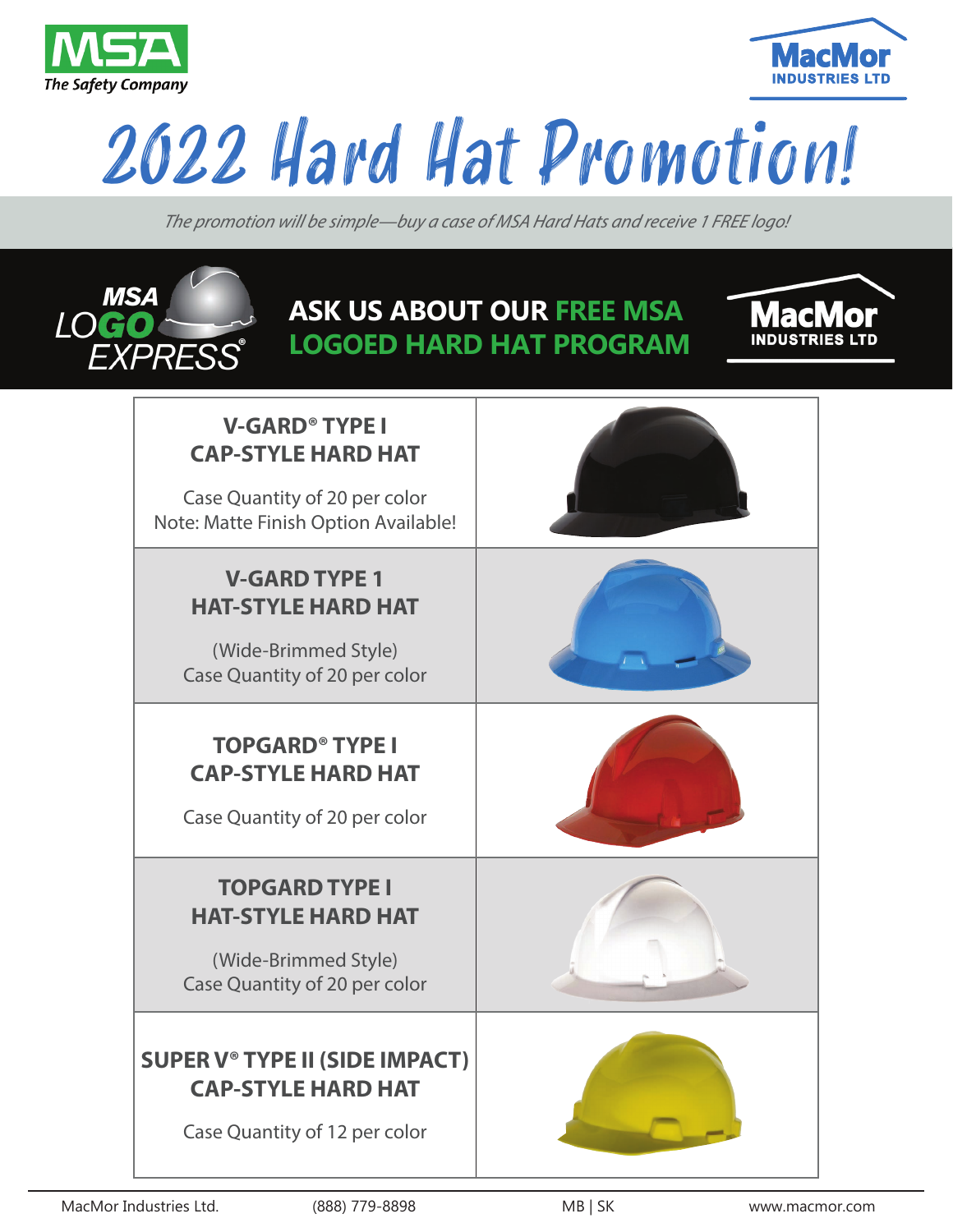# 2022 Hard Hat Promotion!

*The promotion will be simple—buy a case of MSA Hard Hats and receive 1 FREE logo!*

MSA LOGO EXPRESS®

**ASK US ABOUT OUR FREE MSA LOGOED HARD HAT PROGRAM**

MacMor INDUSTRIES LTD

| | |
|---|---|
| **V-GARD® TYPE I CAP-STYLE HARD HAT**<br><br>Case Quantity of 20 per color<br>Note: Matte Finish Option Available! | |
| **V-GARD TYPE 1 HAT-STYLE HARD HAT**<br><br>(Wide-Brimmed Style)<br>Case Quantity of 20 per color | |
| **TOPGARD® TYPE I CAP-STYLE HARD HAT**<br><br>Case Quantity of 20 per color | |
| **TOPGARD TYPE I HAT-STYLE HARD HAT**<br><br>(Wide-Brimmed Style)<br>Case Quantity of 20 per color | |
| **SUPER V® TYPE II (SIDE IMPACT) CAP-STYLE HARD HAT**<br><br>Case Quantity of 12 per color | |

MacMor Industries Ltd. (888) 779-8898 MB | SK www.macmor.com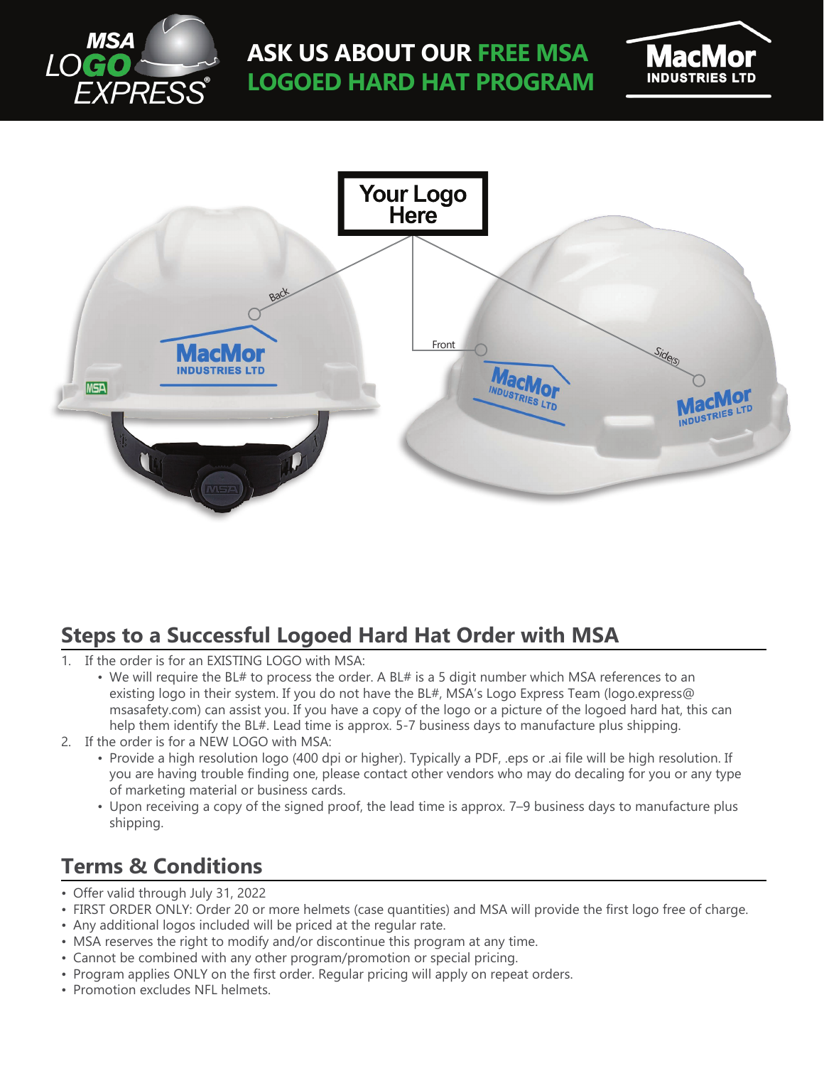# ASK US ABOUT OUR FREE MSA LOGOED HARD HAT PROGRAM

Your Logo Here

Back

Front

Side(s)

## Steps to a Successful Logoed Hard Hat Order with MSA

1. If the order is for an EXISTING LOGO with MSA:
   - We will require the BL# to process the order. A BL# is a 5 digit number which MSA references to an existing logo in their system. If you do not have the BL#, MSA's Logo Express Team (logo.express@msasafety.com) can assist you. If you have a copy of the logo or a picture of the logoed hard hat, this can help them identify the BL#. Lead time is approx. 5-7 business days to manufacture plus shipping.
2. If the order is for a NEW LOGO with MSA:
   - Provide a high resolution logo (400 dpi or higher). Typically a PDF, .eps or .ai file will be high resolution. If you are having trouble finding one, please contact other vendors who may do decaling for you or any type of marketing material or business cards.
   - Upon receiving a copy of the signed proof, the lead time is approx. 7–9 business days to manufacture plus shipping.

## Terms & Conditions

- Offer valid through July 31, 2022
- FIRST ORDER ONLY: Order 20 or more helmets (case quantities) and MSA will provide the first logo free of charge.
- Any additional logos included will be priced at the regular rate.
- MSA reserves the right to modify and/or discontinue this program at any time.
- Cannot be combined with any other program/promotion or special pricing.
- Program applies ONLY on the first order. Regular pricing will apply on repeat orders.
- Promotion excludes NFL helmets.